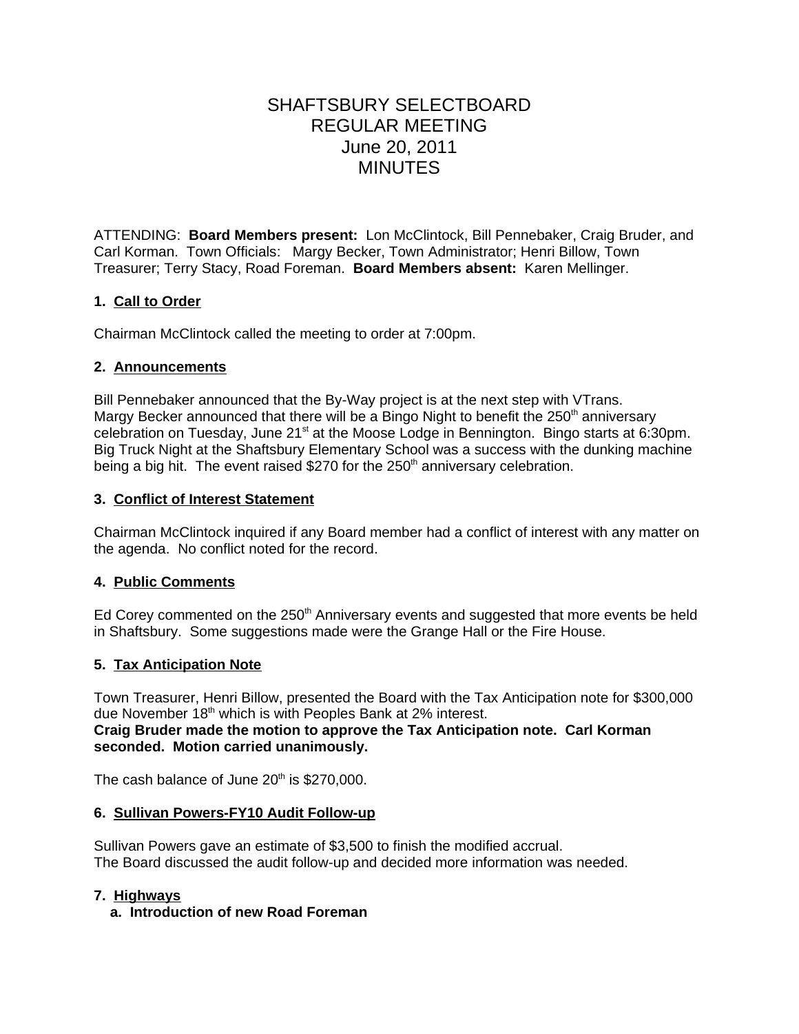# SHAFTSBURY SELECTBOARD
# REGULAR MEETING
# June 20, 2011
# MINUTES

ATTENDING: **Board Members present:** Lon McClintock, Bill Pennebaker, Craig Bruder, and Carl Korman. Town Officials: Margy Becker, Town Administrator; Henri Billow, Town Treasurer; Terry Stacy, Road Foreman. **Board Members absent:** Karen Mellinger.

### 1. Call to Order

Chairman McClintock called the meeting to order at 7:00pm.

### 2. Announcements

Bill Pennebaker announced that the By-Way project is at the next step with VTrans.
Margy Becker announced that there will be a Bingo Night to benefit the 250th anniversary celebration on Tuesday, June 21st at the Moose Lodge in Bennington. Bingo starts at 6:30pm. Big Truck Night at the Shaftsbury Elementary School was a success with the dunking machine being a big hit. The event raised $270 for the 250th anniversary celebration.

### 3. Conflict of Interest Statement

Chairman McClintock inquired if any Board member had a conflict of interest with any matter on the agenda. No conflict noted for the record.

### 4. Public Comments

Ed Corey commented on the 250th Anniversary events and suggested that more events be held in Shaftsbury. Some suggestions made were the Grange Hall or the Fire House.

### 5. Tax Anticipation Note

Town Treasurer, Henri Billow, presented the Board with the Tax Anticipation note for $300,000 due November 18th which is with Peoples Bank at 2% interest.
**Craig Bruder made the motion to approve the Tax Anticipation note. Carl Korman seconded. Motion carried unanimously.**

The cash balance of June 20th is $270,000.

### 6. Sullivan Powers-FY10 Audit Follow-up

Sullivan Powers gave an estimate of $3,500 to finish the modified accrual.
The Board discussed the audit follow-up and decided more information was needed.

### 7. Highways

**a. Introduction of new Road Foreman**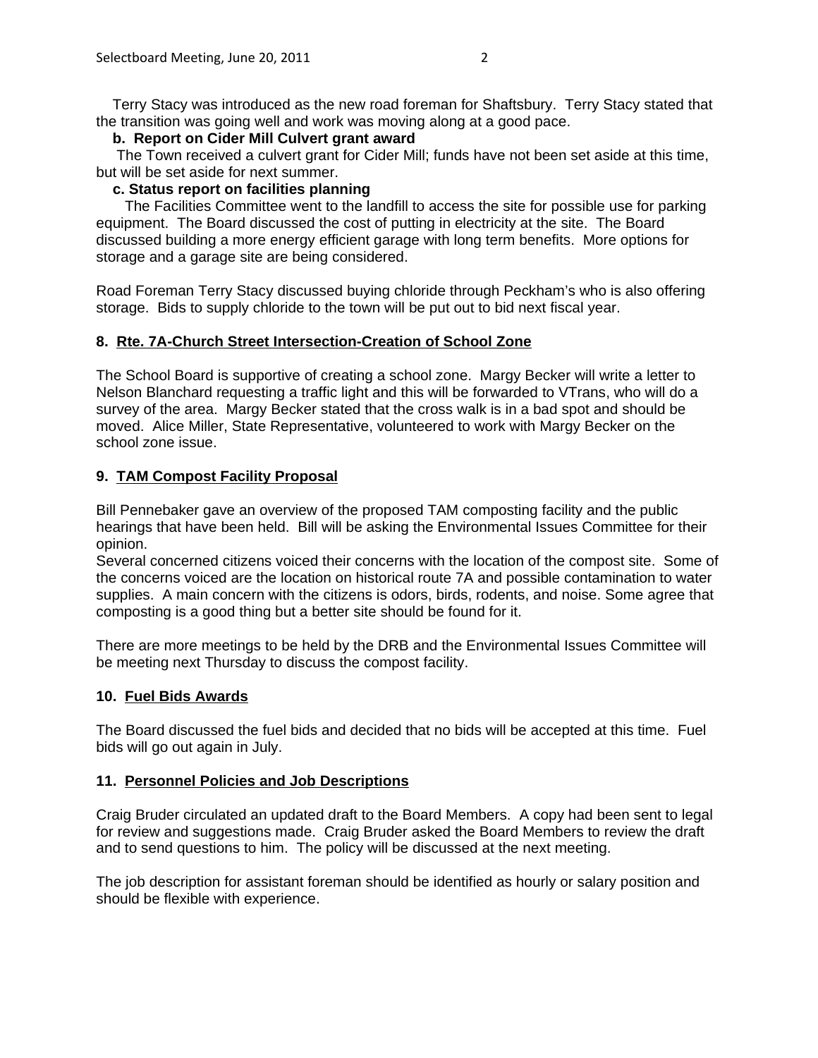Terry Stacy was introduced as the new road foreman for Shaftsbury. Terry Stacy stated that the transition was going well and work was moving along at a good pace.

**b. Report on Cider Mill Culvert grant award**

The Town received a culvert grant for Cider Mill; funds have not been set aside at this time, but will be set aside for next summer.

**c. Status report on facilities planning**

The Facilities Committee went to the landfill to access the site for possible use for parking equipment. The Board discussed the cost of putting in electricity at the site. The Board discussed building a more energy efficient garage with long term benefits. More options for storage and a garage site are being considered.

Road Foreman Terry Stacy discussed buying chloride through Peckham's who is also offering storage. Bids to supply chloride to the town will be put out to bid next fiscal year.

## 8. Rte. 7A-Church Street Intersection-Creation of School Zone

The School Board is supportive of creating a school zone. Margy Becker will write a letter to Nelson Blanchard requesting a traffic light and this will be forwarded to VTrans, who will do a survey of the area. Margy Becker stated that the cross walk is in a bad spot and should be moved. Alice Miller, State Representative, volunteered to work with Margy Becker on the school zone issue.

## 9. TAM Compost Facility Proposal

Bill Pennebaker gave an overview of the proposed TAM composting facility and the public hearings that have been held. Bill will be asking the Environmental Issues Committee for their opinion.

Several concerned citizens voiced their concerns with the location of the compost site. Some of the concerns voiced are the location on historical route 7A and possible contamination to water supplies. A main concern with the citizens is odors, birds, rodents, and noise. Some agree that composting is a good thing but a better site should be found for it.

There are more meetings to be held by the DRB and the Environmental Issues Committee will be meeting next Thursday to discuss the compost facility.

## 10. Fuel Bids Awards

The Board discussed the fuel bids and decided that no bids will be accepted at this time. Fuel bids will go out again in July.

## 11. Personnel Policies and Job Descriptions

Craig Bruder circulated an updated draft to the Board Members. A copy had been sent to legal for review and suggestions made. Craig Bruder asked the Board Members to review the draft and to send questions to him. The policy will be discussed at the next meeting.

The job description for assistant foreman should be identified as hourly or salary position and should be flexible with experience.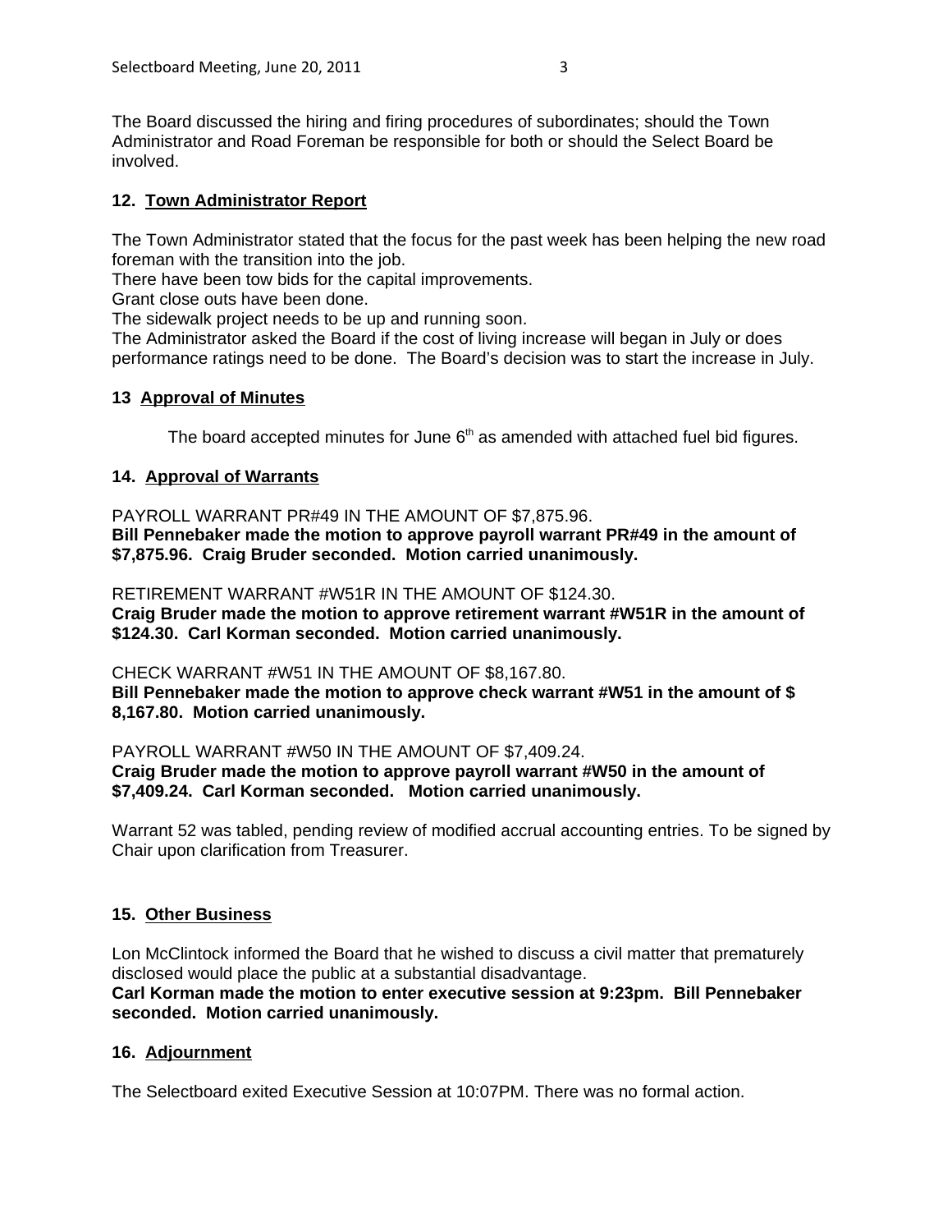The Board discussed the hiring and firing procedures of subordinates; should the Town Administrator and Road Foreman be responsible for both or should the Select Board be involved.

## 12. Town Administrator Report

The Town Administrator stated that the focus for the past week has been helping the new road foreman with the transition into the job.
There have been tow bids for the capital improvements.
Grant close outs have been done.
The sidewalk project needs to be up and running soon.
The Administrator asked the Board if the cost of living increase will began in July or does performance ratings need to be done. The Board's decision was to start the increase in July.

## 13 Approval of Minutes

The board accepted minutes for June 6th as amended with attached fuel bid figures.

## 14. Approval of Warrants

PAYROLL WARRANT PR#49 IN THE AMOUNT OF $7,875.96.
**Bill Pennebaker made the motion to approve payroll warrant PR#49 in the amount of $7,875.96. Craig Bruder seconded. Motion carried unanimously.**

RETIREMENT WARRANT #W51R IN THE AMOUNT OF $124.30.
**Craig Bruder made the motion to approve retirement warrant #W51R in the amount of $124.30. Carl Korman seconded. Motion carried unanimously.**

CHECK WARRANT #W51 IN THE AMOUNT OF $8,167.80.
**Bill Pennebaker made the motion to approve check warrant #W51 in the amount of $ 8,167.80. Motion carried unanimously.**

PAYROLL WARRANT #W50 IN THE AMOUNT OF $7,409.24.
**Craig Bruder made the motion to approve payroll warrant #W50 in the amount of $7,409.24. Carl Korman seconded. Motion carried unanimously.**

Warrant 52 was tabled, pending review of modified accrual accounting entries. To be signed by Chair upon clarification from Treasurer.

## 15. Other Business

Lon McClintock informed the Board that he wished to discuss a civil matter that prematurely disclosed would place the public at a substantial disadvantage.
**Carl Korman made the motion to enter executive session at 9:23pm. Bill Pennebaker seconded. Motion carried unanimously.**

## 16. Adjournment

The Selectboard exited Executive Session at 10:07PM. There was no formal action.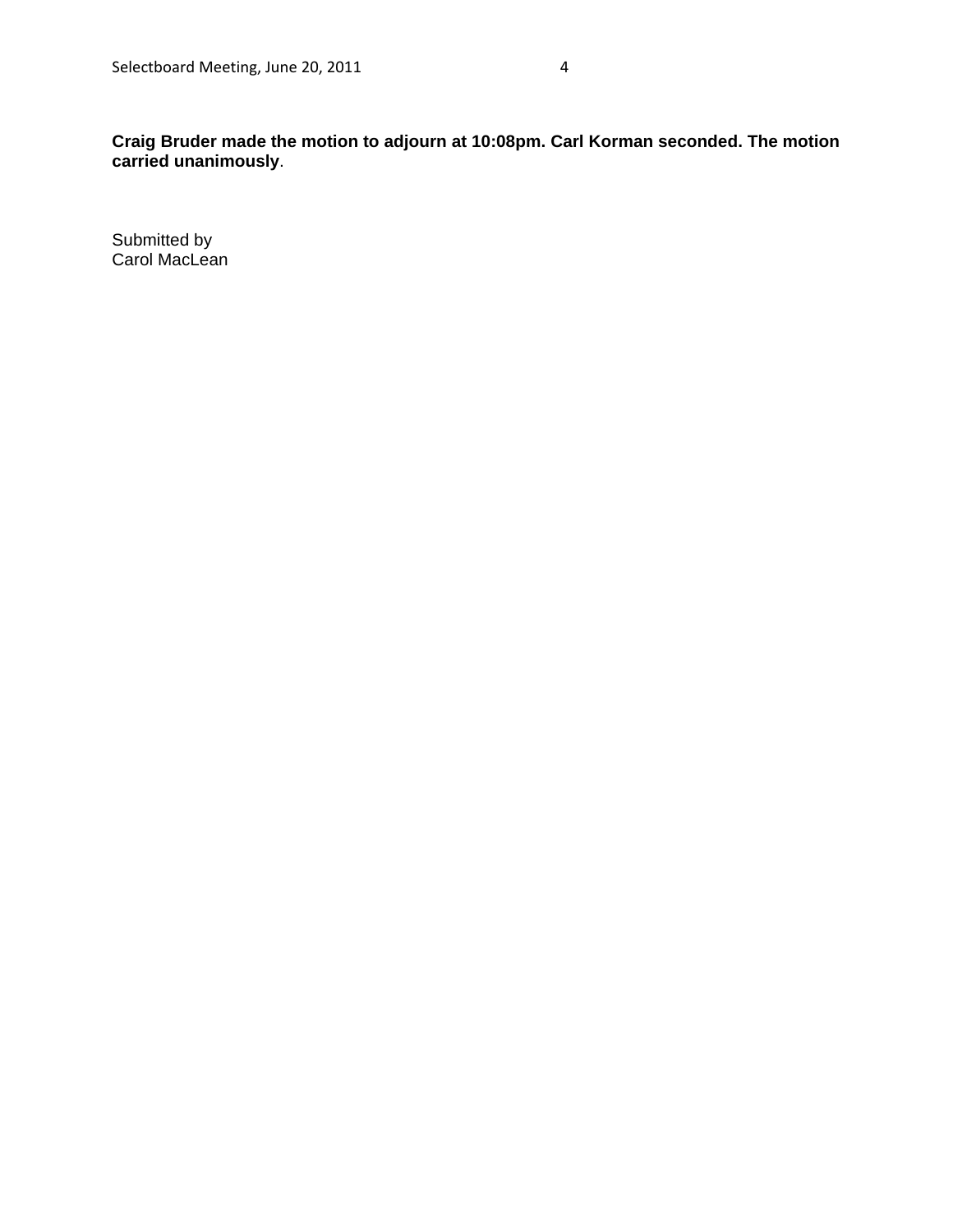**Craig Bruder made the motion to adjourn at 10:08pm. Carl Korman seconded. The motion carried unanimously**.

Submitted by
Carol MacLean